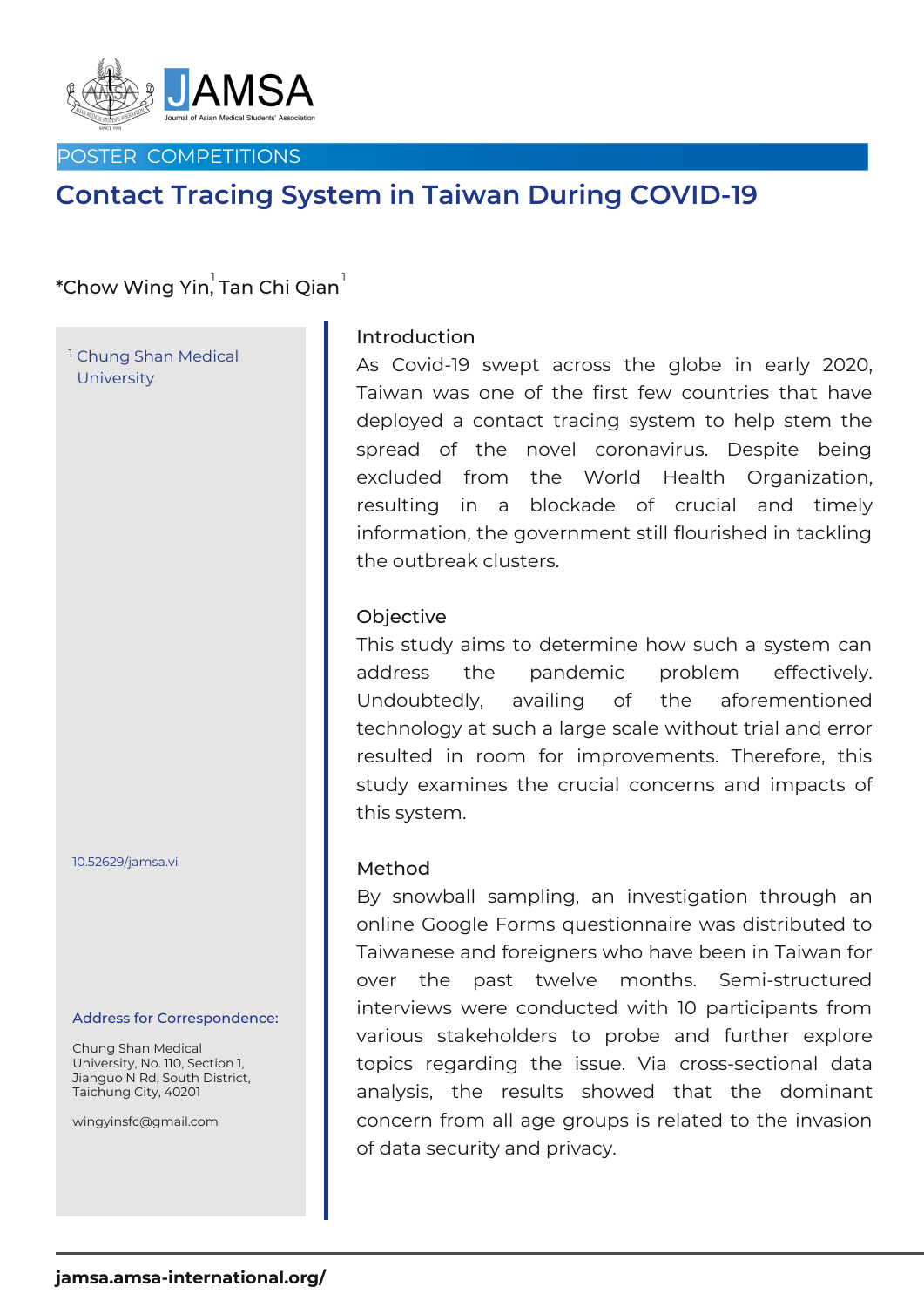POSTER COMPETITIONS

# Contact Tracing System in Taiwan During COVID-19

*Chow Wing Yin[1], Tan Chi Qian[1]

[1] Chung Shan Medical University

10.52629/jamsa.vi

**Address for Correspondence:**

Chung Shan Medical University, No. 110, Section 1, Jianguo N Rd, South District, Taichung City, 40201

wingyinsfc@gmail.com

## Introduction

As Covid-19 swept across the globe in early 2020, Taiwan was one of the first few countries that have deployed a contact tracing system to help stem the spread of the novel coronavirus. Despite being excluded from the World Health Organization, resulting in a blockade of crucial and timely information, the government still flourished in tackling the outbreak clusters.

## Objective

This study aims to determine how such a system can address the pandemic problem effectively. Undoubtedly, availing of the aforementioned technology at such a large scale without trial and error resulted in room for improvements. Therefore, this study examines the crucial concerns and impacts of this system.

## Method

By snowball sampling, an investigation through an online Google Forms questionnaire was distributed to Taiwanese and foreigners who have been in Taiwan for over the past twelve months. Semi-structured interviews were conducted with 10 participants from various stakeholders to probe and further explore topics regarding the issue. Via cross-sectional data analysis, the results showed that the dominant concern from all age groups is related to the invasion of data security and privacy.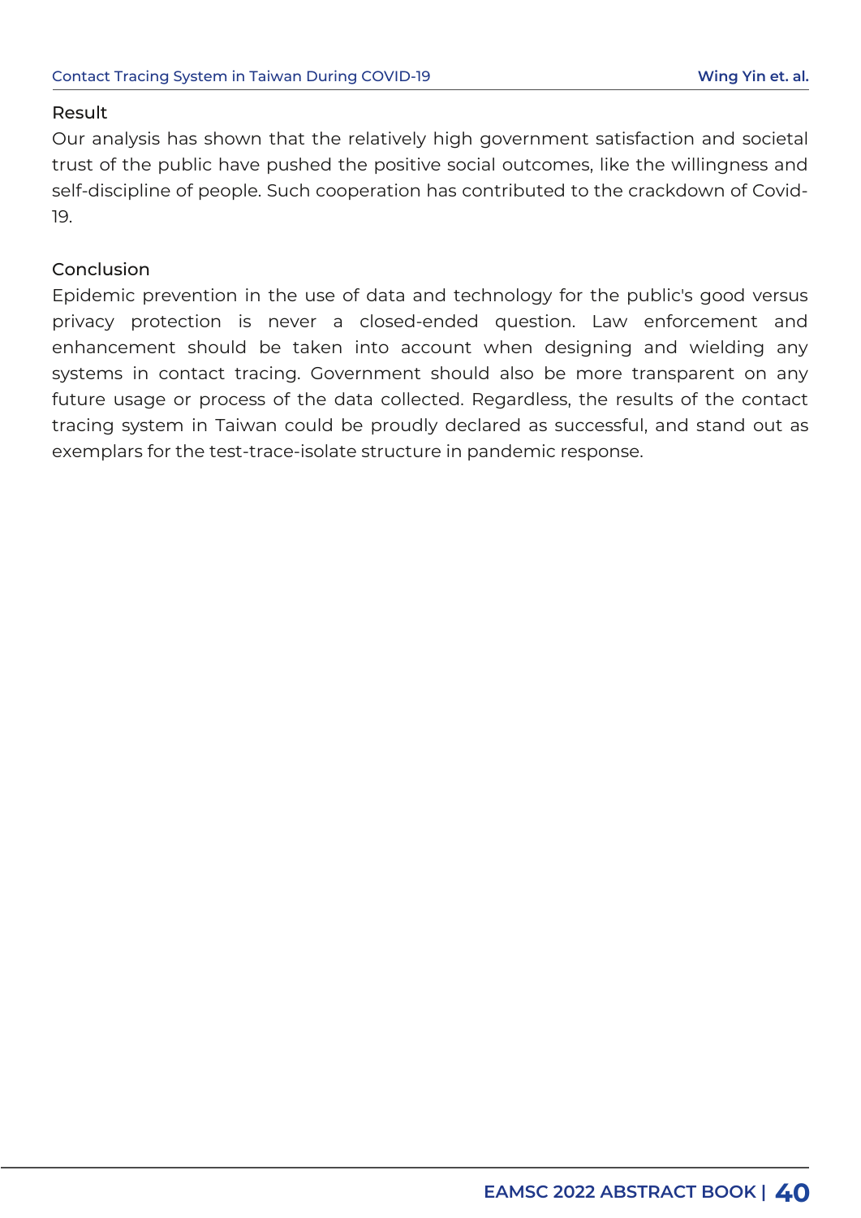## Result

Our analysis has shown that the relatively high government satisfaction and societal trust of the public have pushed the positive social outcomes, like the willingness and self-discipline of people. Such cooperation has contributed to the crackdown of Covid-19.

## Conclusion

Epidemic prevention in the use of data and technology for the public's good versus privacy protection is never a closed-ended question. Law enforcement and enhancement should be taken into account when designing and wielding any systems in contact tracing. Government should also be more transparent on any future usage or process of the data collected. Regardless, the results of the contact tracing system in Taiwan could be proudly declared as successful, and stand out as exemplars for the test-trace-isolate structure in pandemic response.